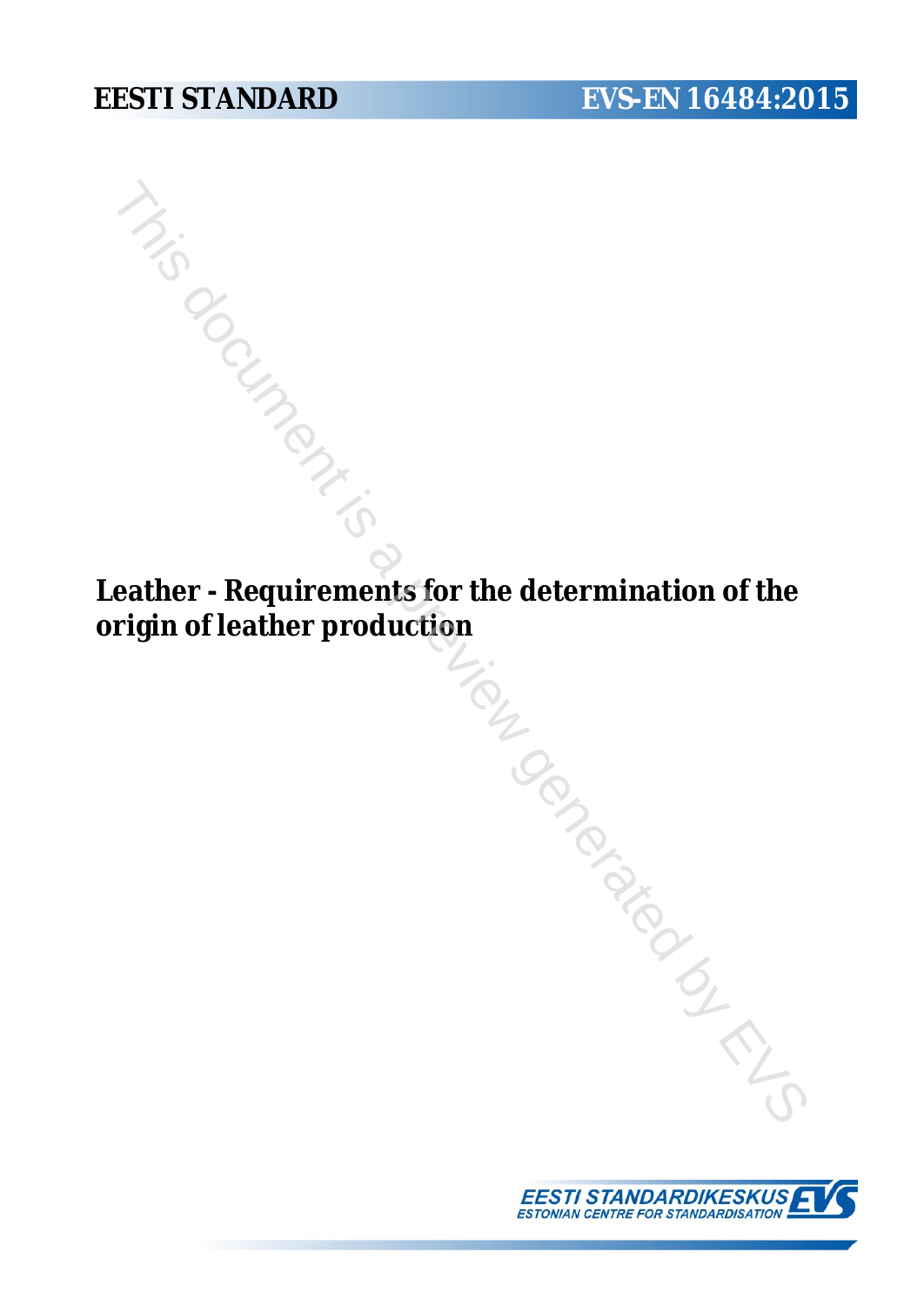EESTI STANDARD EVS-EN 16484:2015

# Leather - Requirements for the determination of the origin of leather production

EESTI STANDARDIKESKUS
ESTONIAN CENTRE FOR STANDARDISATION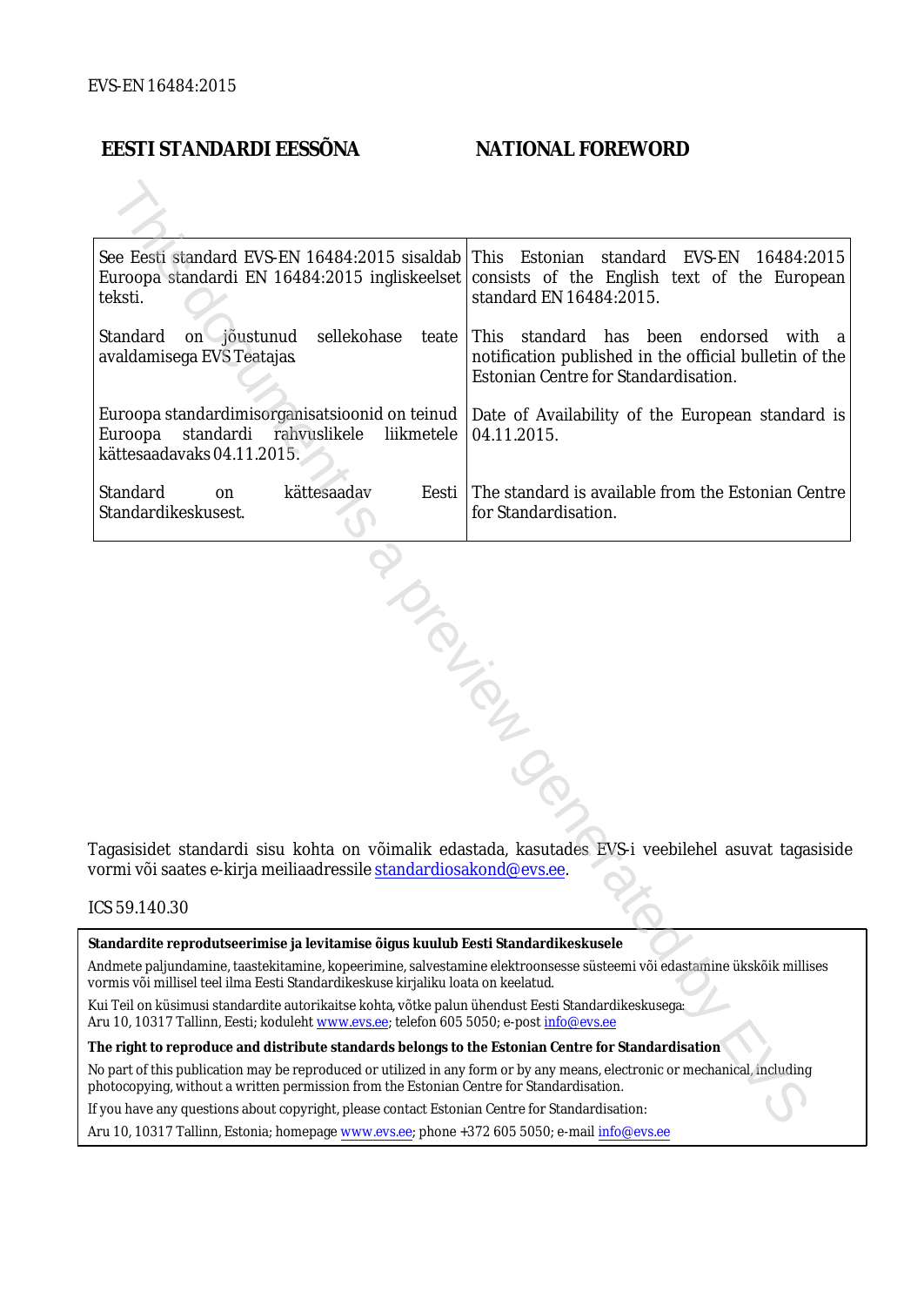## EESTI STANDARDI EESSÕNA

## NATIONAL FOREWORD

| | |
|---|---|
| See Eesti standard EVS-EN 16484:2015 sisaldab Euroopa standardi EN 16484:2015 ingliskeelset teksti. | This Estonian standard EVS-EN 16484:2015 consists of the English text of the European standard EN 16484:2015. |
| Standard on jõustunud sellekohase teate avaldamisega EVS Teatajas. | This standard has been endorsed with a notification published in the official bulletin of the Estonian Centre for Standardisation. |
| Euroopa standardimisorganisatsioonid on teinud Euroopa standardi rahvuslikele liikmetele kättesaadavaks 04.11.2015. | Date of Availability of the European standard is 04.11.2015. |
| Standard on kättesaadav Eesti Standardikeskusest. | The standard is available from the Estonian Centre for Standardisation. |

Tagasisidet standardi sisu kohta on võimalik edastada, kasutades EVS-i veebilehel asuvat tagasiside vormi või saates e-kirja meiliaadressile standardiosakond@evs.ee.

ICS 59.140.30

**Standardite reprodutseerimise ja levitamise õigus kuulub Eesti Standardikeskusele**

Andmete paljundamine, taastekitamine, kopeerimine, salvestamine elektroonsesse süsteemi või edastamine ükskõik millises vormis või millisel teel ilma Eesti Standardikeskuse kirjaliku loata on keelatud.

Kui Teil on küsimusi standardite autorikaitse kohta, võtke palun ühendust Eesti Standardikeskusega:
Aru 10, 10317 Tallinn, Eesti; koduleht www.evs.ee; telefon 605 5050; e-post info@evs.ee

**The right to reproduce and distribute standards belongs to the Estonian Centre for Standardisation**

No part of this publication may be reproduced or utilized in any form or by any means, electronic or mechanical, including photocopying, without a written permission from the Estonian Centre for Standardisation.

If you have any questions about copyright, please contact Estonian Centre for Standardisation:

Aru 10, 10317 Tallinn, Estonia; homepage www.evs.ee; phone +372 605 5050; e-mail info@evs.ee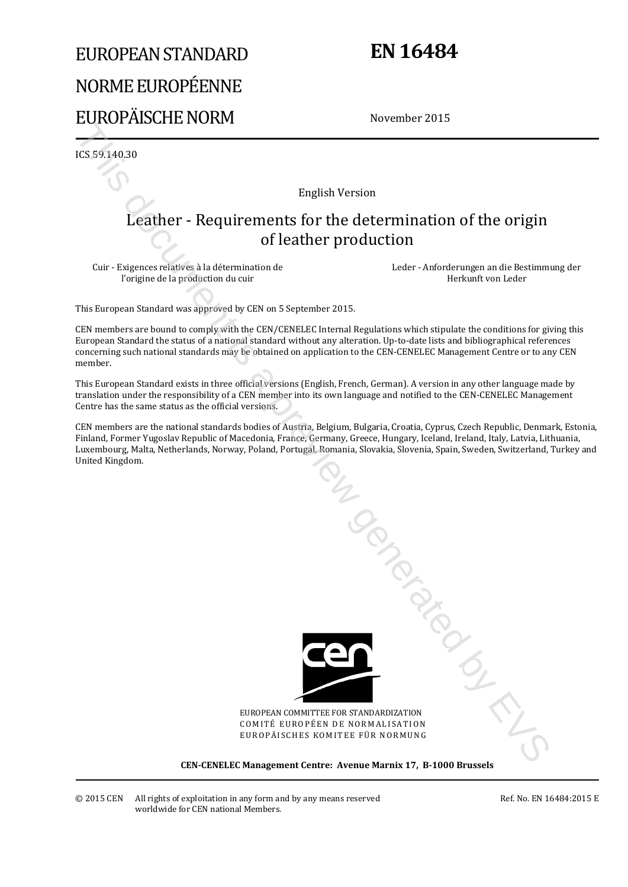# EUROPEAN STANDARD
# NORME EUROPÉENNE
# EUROPÄISCHE NORM

**EN 16484**

November 2015

ICS 59.140.30

English Version

## Leather - Requirements for the determination of the origin of leather production

Cuir - Exigences relatives à la détermination de l'origine de la production du cuir

Leder - Anforderungen an die Bestimmung der Herkunft von Leder

This European Standard was approved by CEN on 5 September 2015.

CEN members are bound to comply with the CEN/CENELEC Internal Regulations which stipulate the conditions for giving this European Standard the status of a national standard without any alteration. Up-to-date lists and bibliographical references concerning such national standards may be obtained on application to the CEN-CENELEC Management Centre or to any CEN member.

This European Standard exists in three official versions (English, French, German). A version in any other language made by translation under the responsibility of a CEN member into its own language and notified to the CEN-CENELEC Management Centre has the same status as the official versions.

CEN members are the national standards bodies of Austria, Belgium, Bulgaria, Croatia, Cyprus, Czech Republic, Denmark, Estonia, Finland, Former Yugoslav Republic of Macedonia, France, Germany, Greece, Hungary, Iceland, Ireland, Italy, Latvia, Lithuania, Luxembourg, Malta, Netherlands, Norway, Poland, Portugal, Romania, Slovakia, Slovenia, Spain, Sweden, Switzerland, Turkey and United Kingdom.

EUROPEAN COMMITTEE FOR STANDARDIZATION
COMITÉ EUROPÉEN DE NORMALISATION
EUROPÄISCHES KOMITEE FÜR NORMUNG

**CEN-CENELEC Management Centre: Avenue Marnix 17, B-1000 Brussels**

© 2015 CEN All rights of exploitation in any form and by any means reserved worldwide for CEN national Members.

Ref. No. EN 16484:2015 E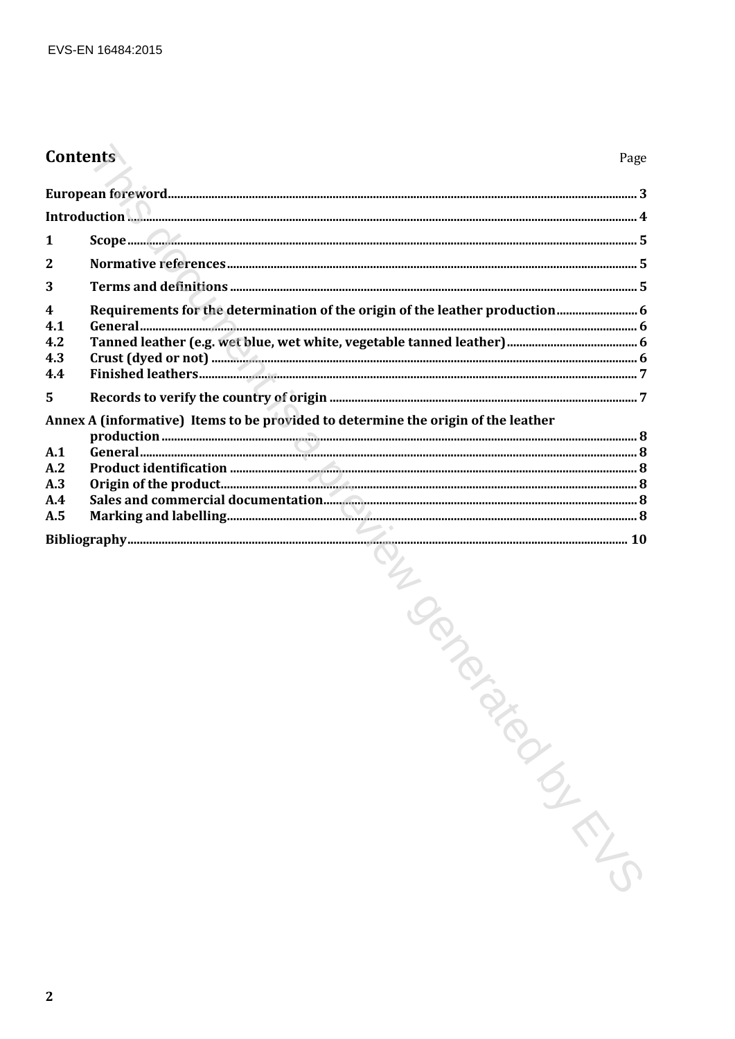# Contents

Page

European foreword .......... 3

Introduction .......... 4

1 Scope .......... 5

2 Normative references .......... 5

3 Terms and definitions .......... 5

4 Requirements for the determination of the origin of the leather production .......... 6

4.1 General .......... 6

4.2 Tanned leather (e.g. wet blue, wet white, vegetable tanned leather) .......... 6

4.3 Crust (dyed or not) .......... 6

4.4 Finished leathers .......... 7

5 Records to verify the country of origin .......... 7

Annex A (informative) Items to be provided to determine the origin of the leather production .......... 8

A.1 General .......... 8

A.2 Product identification .......... 8

A.3 Origin of the product .......... 8

A.4 Sales and commercial documentation .......... 8

A.5 Marking and labelling .......... 8

Bibliography .......... 10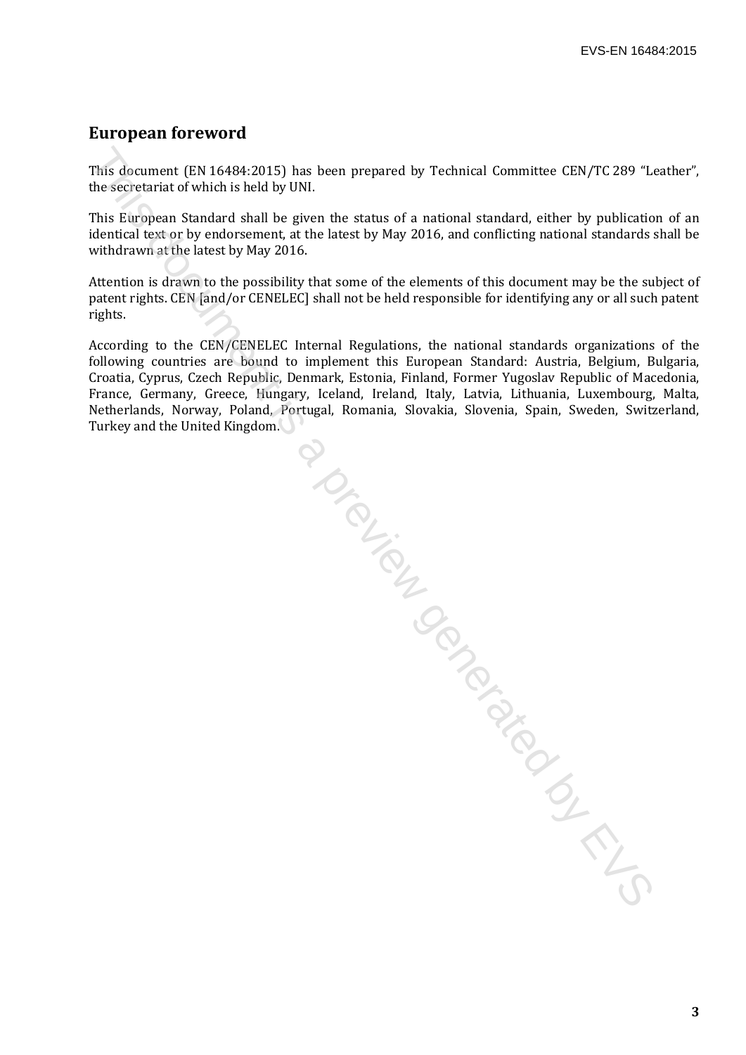## European foreword

This document (EN 16484:2015) has been prepared by Technical Committee CEN/TC 289 "Leather", the secretariat of which is held by UNI.

This European Standard shall be given the status of a national standard, either by publication of an identical text or by endorsement, at the latest by May 2016, and conflicting national standards shall be withdrawn at the latest by May 2016.

Attention is drawn to the possibility that some of the elements of this document may be the subject of patent rights. CEN [and/or CENELEC] shall not be held responsible for identifying any or all such patent rights.

According to the CEN/CENELEC Internal Regulations, the national standards organizations of the following countries are bound to implement this European Standard: Austria, Belgium, Bulgaria, Croatia, Cyprus, Czech Republic, Denmark, Estonia, Finland, Former Yugoslav Republic of Macedonia, France, Germany, Greece, Hungary, Iceland, Ireland, Italy, Latvia, Lithuania, Luxembourg, Malta, Netherlands, Norway, Poland, Portugal, Romania, Slovakia, Slovenia, Spain, Sweden, Switzerland, Turkey and the United Kingdom.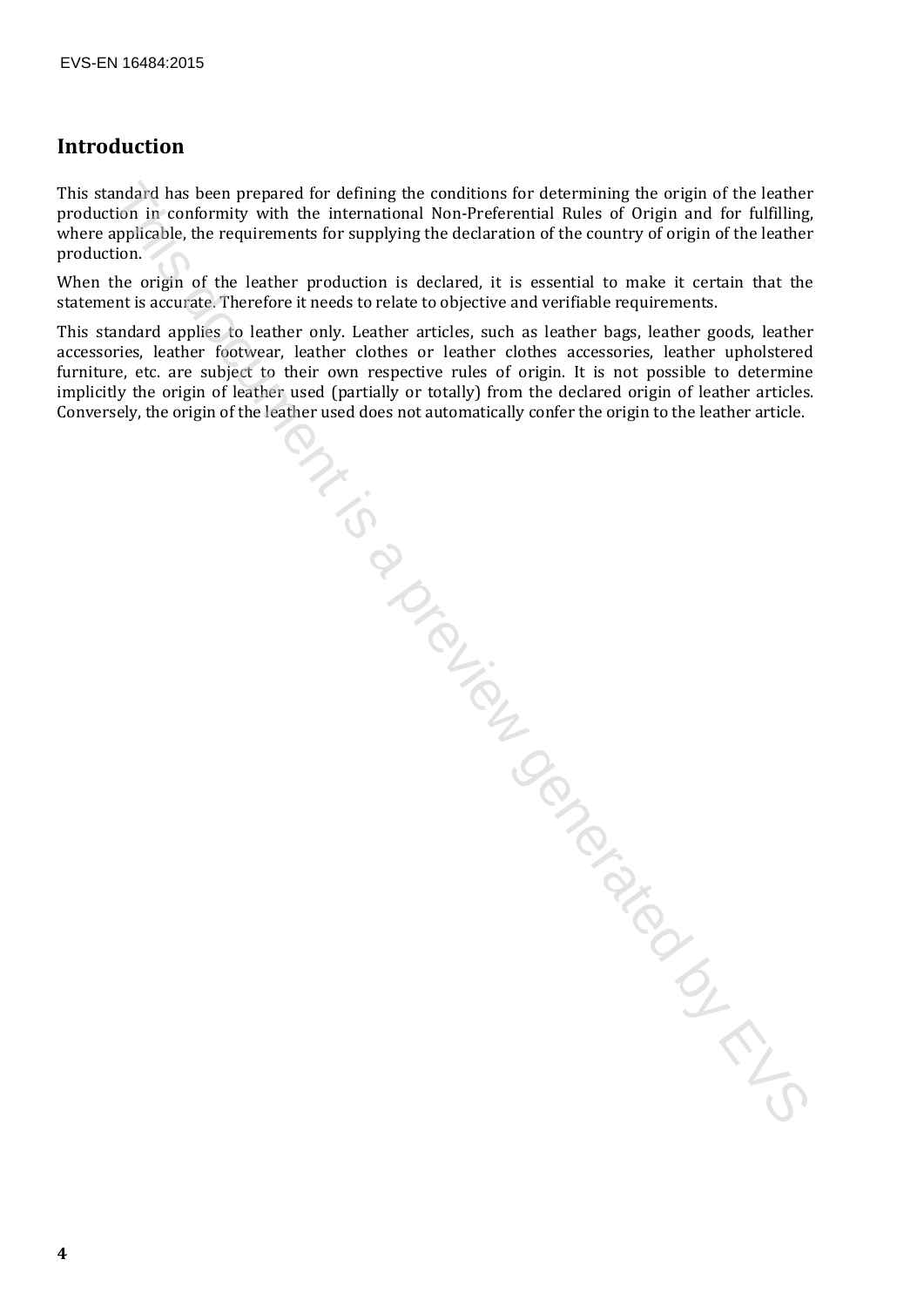## Introduction

This standard has been prepared for defining the conditions for determining the origin of the leather production in conformity with the international Non-Preferential Rules of Origin and for fulfilling, where applicable, the requirements for supplying the declaration of the country of origin of the leather production.

When the origin of the leather production is declared, it is essential to make it certain that the statement is accurate. Therefore it needs to relate to objective and verifiable requirements.

This standard applies to leather only. Leather articles, such as leather bags, leather goods, leather accessories, leather footwear, leather clothes or leather clothes accessories, leather upholstered furniture, etc. are subject to their own respective rules of origin. It is not possible to determine implicitly the origin of leather used (partially or totally) from the declared origin of leather articles. Conversely, the origin of the leather used does not automatically confer the origin to the leather article.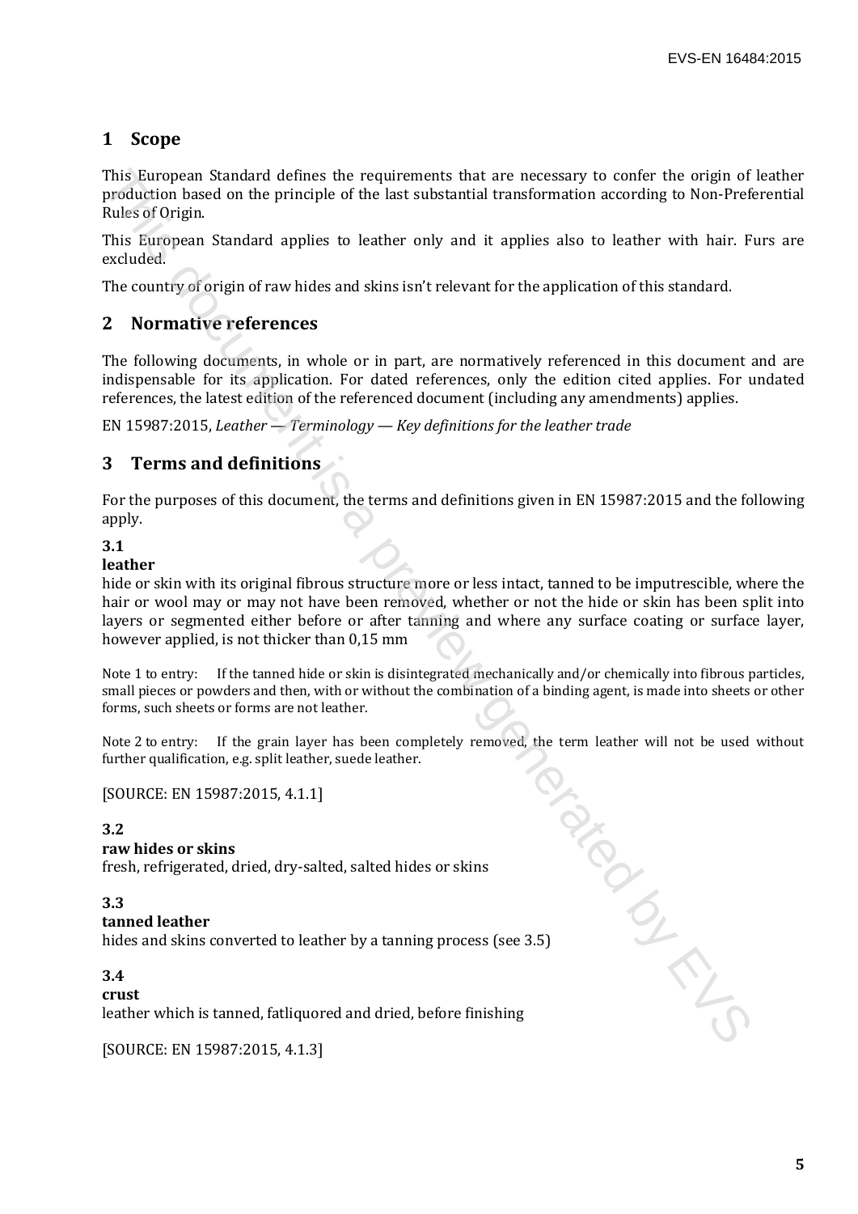# 1 Scope

This European Standard defines the requirements that are necessary to confer the origin of leather production based on the principle of the last substantial transformation according to Non-Preferential Rules of Origin.

This European Standard applies to leather only and it applies also to leather with hair. Furs are excluded.

The country of origin of raw hides and skins isn't relevant for the application of this standard.

# 2 Normative references

The following documents, in whole or in part, are normatively referenced in this document and are indispensable for its application. For dated references, only the edition cited applies. For undated references, the latest edition of the referenced document (including any amendments) applies.

EN 15987:2015, *Leather — Terminology — Key definitions for the leather trade*

# 3 Terms and definitions

For the purposes of this document, the terms and definitions given in EN 15987:2015 and the following apply.

**3.1**

**leather**

hide or skin with its original fibrous structure more or less intact, tanned to be imputrescible, where the hair or wool may or may not have been removed, whether or not the hide or skin has been split into layers or segmented either before or after tanning and where any surface coating or surface layer, however applied, is not thicker than 0,15 mm

Note 1 to entry: If the tanned hide or skin is disintegrated mechanically and/or chemically into fibrous particles, small pieces or powders and then, with or without the combination of a binding agent, is made into sheets or other forms, such sheets or forms are not leather.

Note 2 to entry: If the grain layer has been completely removed, the term leather will not be used without further qualification, e.g. split leather, suede leather.

[SOURCE: EN 15987:2015, 4.1.1]

**3.2**

**raw hides or skins**

fresh, refrigerated, dried, dry-salted, salted hides or skins

**3.3**

**tanned leather**

hides and skins converted to leather by a tanning process (see 3.5)

**3.4**

**crust**

leather which is tanned, fatliquored and dried, before finishing

[SOURCE: EN 15987:2015, 4.1.3]